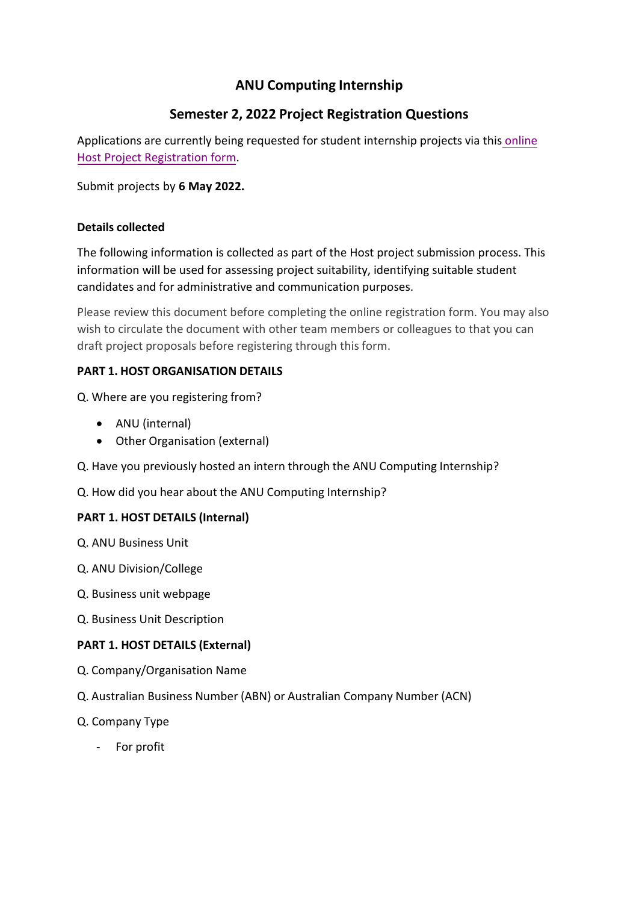# ANU Computing Internship

## Semester 2, 2022 Project Registration Questions

Applications are currently being requested for student internship projects via this online Host Project Registration form.

Submit projects by **6 May 2022.**

**Details collected**

The following information is collected as part of the Host project submission process. This information will be used for assessing project suitability, identifying suitable student candidates and for administrative and communication purposes.

Please review this document before completing the online registration form. You may also wish to circulate the document with other team members or colleagues to that you can draft project proposals before registering through this form.

**PART 1. HOST ORGANISATION DETAILS**

Q. Where are you registering from?

- ANU (internal)
- Other Organisation (external)

Q. Have you previously hosted an intern through the ANU Computing Internship?

Q. How did you hear about the ANU Computing Internship?

**PART 1. HOST DETAILS (Internal)**

Q. ANU Business Unit

Q. ANU Division/College

Q. Business unit webpage

Q. Business Unit Description

**PART 1. HOST DETAILS (External)**

Q. Company/Organisation Name

Q. Australian Business Number (ABN) or Australian Company Number (ACN)

Q. Company Type

- For profit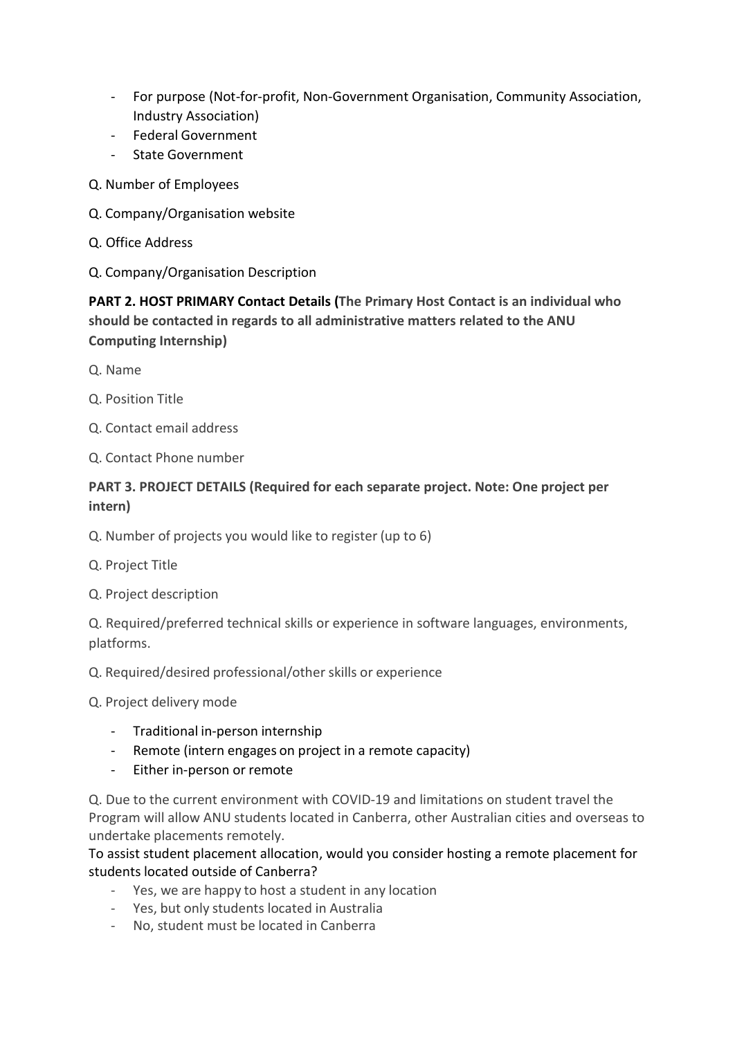- For purpose (Not-for-profit, Non-Government Organisation, Community Association, Industry Association)
- Federal Government
- State Government

Q. Number of Employees

Q. Company/Organisation website

Q. Office Address

Q. Company/Organisation Description

**PART 2. HOST PRIMARY Contact Details (The Primary Host Contact is an individual who should be contacted in regards to all administrative matters related to the ANU Computing Internship)**

Q. Name

Q. Position Title

Q. Contact email address

Q. Contact Phone number

**PART 3. PROJECT DETAILS (Required for each separate project. Note: One project per intern)**

Q. Number of projects you would like to register (up to 6)

Q. Project Title

Q. Project description

Q. Required/preferred technical skills or experience in software languages, environments, platforms.

Q. Required/desired professional/other skills or experience

Q. Project delivery mode

- Traditional in-person internship
- Remote (intern engages on project in a remote capacity)
- Either in-person or remote

Q. Due to the current environment with COVID-19 and limitations on student travel the Program will allow ANU students located in Canberra, other Australian cities and overseas to undertake placements remotely.

To assist student placement allocation, would you consider hosting a remote placement for students located outside of Canberra?

- Yes, we are happy to host a student in any location
- Yes, but only students located in Australia
- No, student must be located in Canberra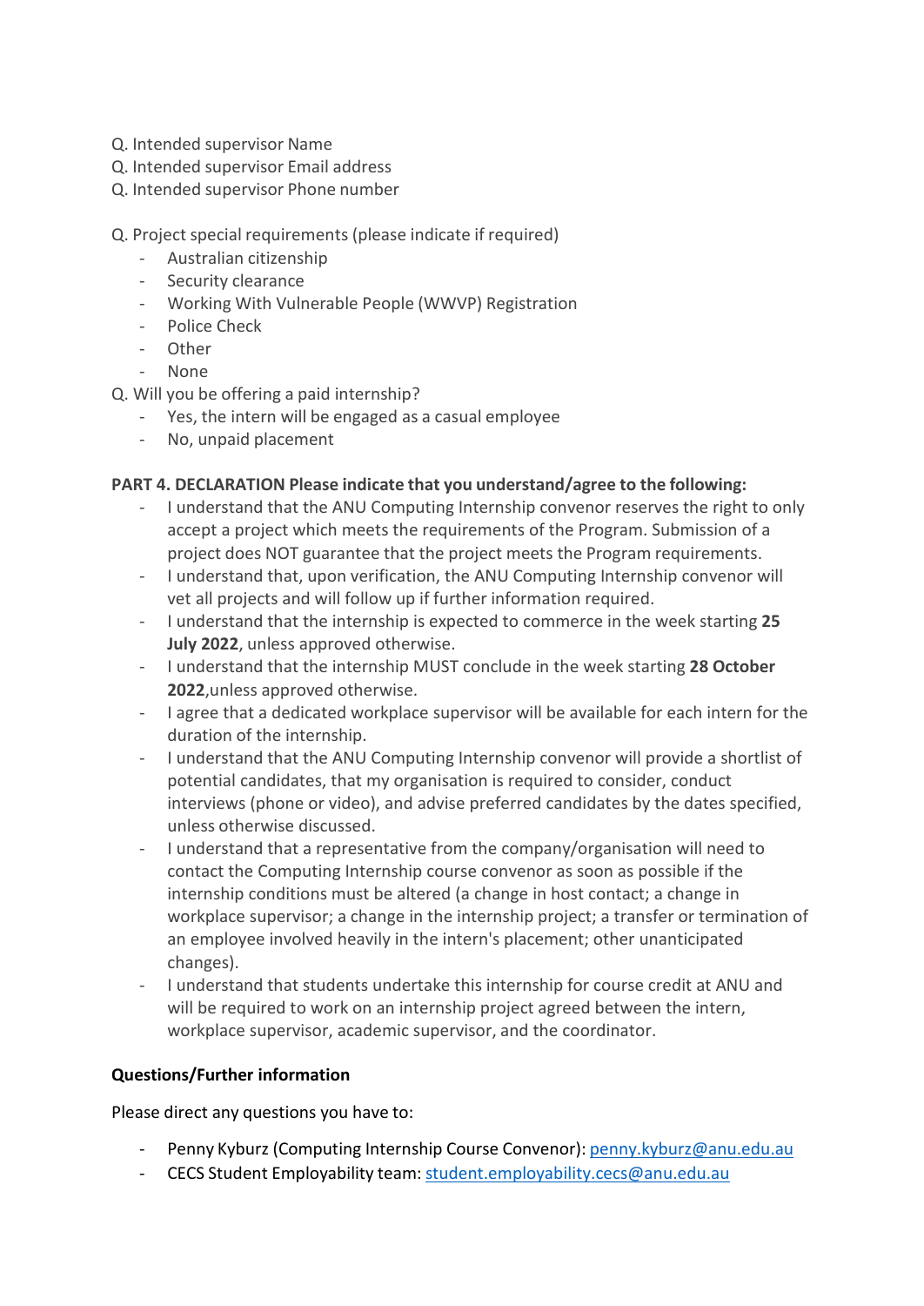Q. Intended supervisor Name
Q. Intended supervisor Email address
Q. Intended supervisor Phone number

Q. Project special requirements (please indicate if required)

- Australian citizenship
- Security clearance
- Working With Vulnerable People (WWVP) Registration
- Police Check
- Other
- None

Q. Will you be offering a paid internship?

- Yes, the intern will be engaged as a casual employee
- No, unpaid placement

**PART 4. DECLARATION Please indicate that you understand/agree to the following:**

- I understand that the ANU Computing Internship convenor reserves the right to only accept a project which meets the requirements of the Program. Submission of a project does NOT guarantee that the project meets the Program requirements.
- I understand that, upon verification, the ANU Computing Internship convenor will vet all projects and will follow up if further information required.
- I understand that the internship is expected to commerce in the week starting **25 July 2022**, unless approved otherwise.
- I understand that the internship MUST conclude in the week starting **28 October 2022**,unless approved otherwise.
- I agree that a dedicated workplace supervisor will be available for each intern for the duration of the internship.
- I understand that the ANU Computing Internship convenor will provide a shortlist of potential candidates, that my organisation is required to consider, conduct interviews (phone or video), and advise preferred candidates by the dates specified, unless otherwise discussed.
- I understand that a representative from the company/organisation will need to contact the Computing Internship course convenor as soon as possible if the internship conditions must be altered (a change in host contact; a change in workplace supervisor; a change in the internship project; a transfer or termination of an employee involved heavily in the intern's placement; other unanticipated changes).
- I understand that students undertake this internship for course credit at ANU and will be required to work on an internship project agreed between the intern, workplace supervisor, academic supervisor, and the coordinator.

**Questions/Further information**

Please direct any questions you have to:

- Penny Kyburz (Computing Internship Course Convenor): penny.kyburz@anu.edu.au
- CECS Student Employability team: student.employability.cecs@anu.edu.au